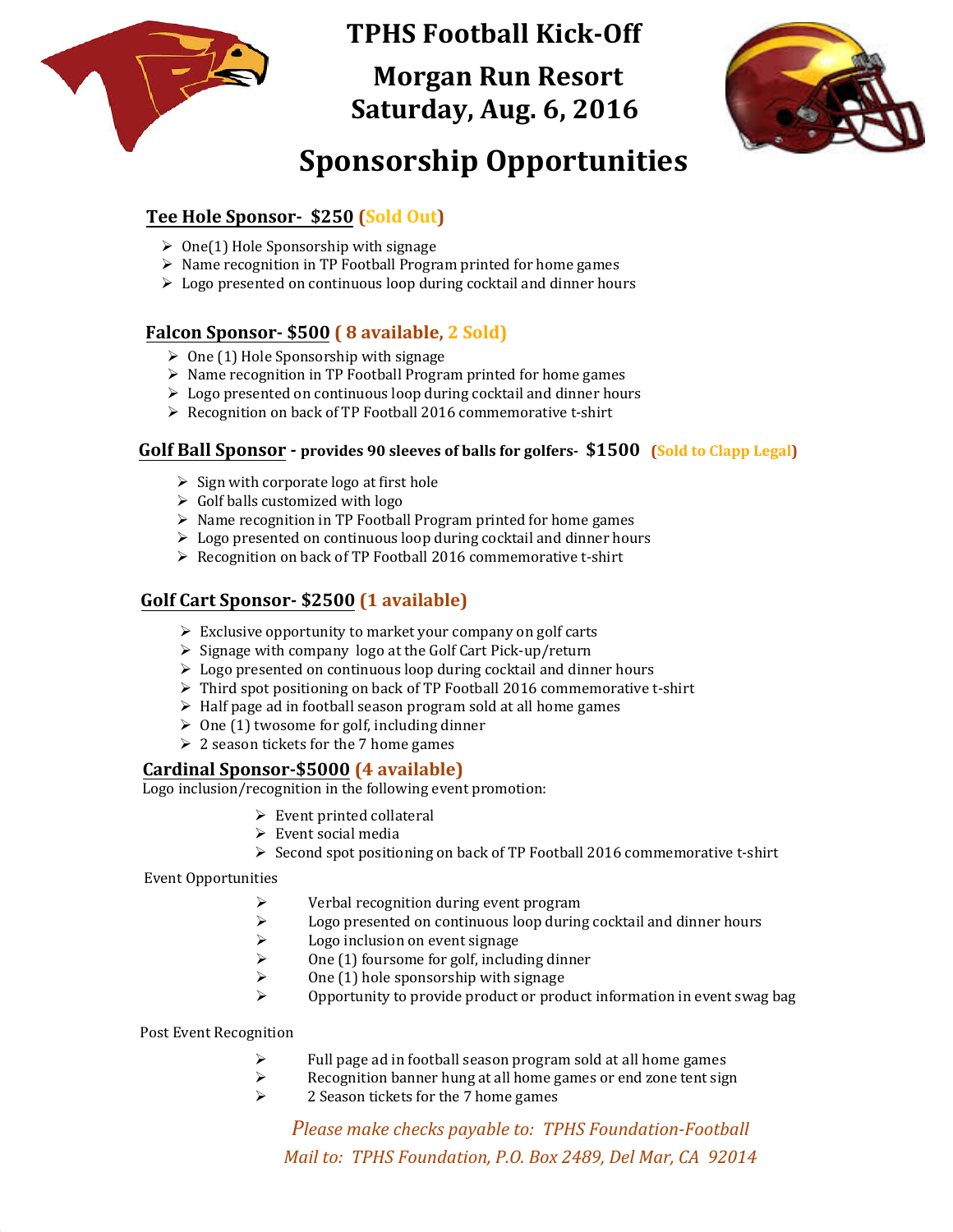# TPHS Football Kick-Off

## Morgan Run Resort
## Saturday, Aug. 6, 2016

# Sponsorship Opportunities

### Tee Hole Sponsor- $250 (Sold Out)

- One(1) Hole Sponsorship with signage
- Name recognition in TP Football Program printed for home games
- Logo presented on continuous loop during cocktail and dinner hours

### Falcon Sponsor- $500 ( 8 available, 2 Sold)

- One (1) Hole Sponsorship with signage
- Name recognition in TP Football Program printed for home games
- Logo presented on continuous loop during cocktail and dinner hours
- Recognition on back of TP Football 2016 commemorative t-shirt

### Golf Ball Sponsor - provides 90 sleeves of balls for golfers- $1500 (Sold to Clapp Legal)

- Sign with corporate logo at first hole
- Golf balls customized with logo
- Name recognition in TP Football Program printed for home games
- Logo presented on continuous loop during cocktail and dinner hours
- Recognition on back of TP Football 2016 commemorative t-shirt

### Golf Cart Sponsor- $2500 (1 available)

- Exclusive opportunity to market your company on golf carts
- Signage with company logo at the Golf Cart Pick-up/return
- Logo presented on continuous loop during cocktail and dinner hours
- Third spot positioning on back of TP Football 2016 commemorative t-shirt
- Half page ad in football season program sold at all home games
- One (1) twosome for golf, including dinner
- 2 season tickets for the 7 home games

### Cardinal Sponsor-$5000 (4 available)

Logo inclusion/recognition in the following event promotion:

- Event printed collateral
- Event social media
- Second spot positioning on back of TP Football 2016 commemorative t-shirt

Event Opportunities

- Verbal recognition during event program
- Logo presented on continuous loop during cocktail and dinner hours
- Logo inclusion on event signage
- One (1) foursome for golf, including dinner
- One (1) hole sponsorship with signage
- Opportunity to provide product or product information in event swag bag

Post Event Recognition

- Full page ad in football season program sold at all home games
- Recognition banner hung at all home games or end zone tent sign
- 2 Season tickets for the 7 home games

*Please make checks payable to: TPHS Foundation-Football*

*Mail to: TPHS Foundation, P.O. Box 2489, Del Mar, CA 92014*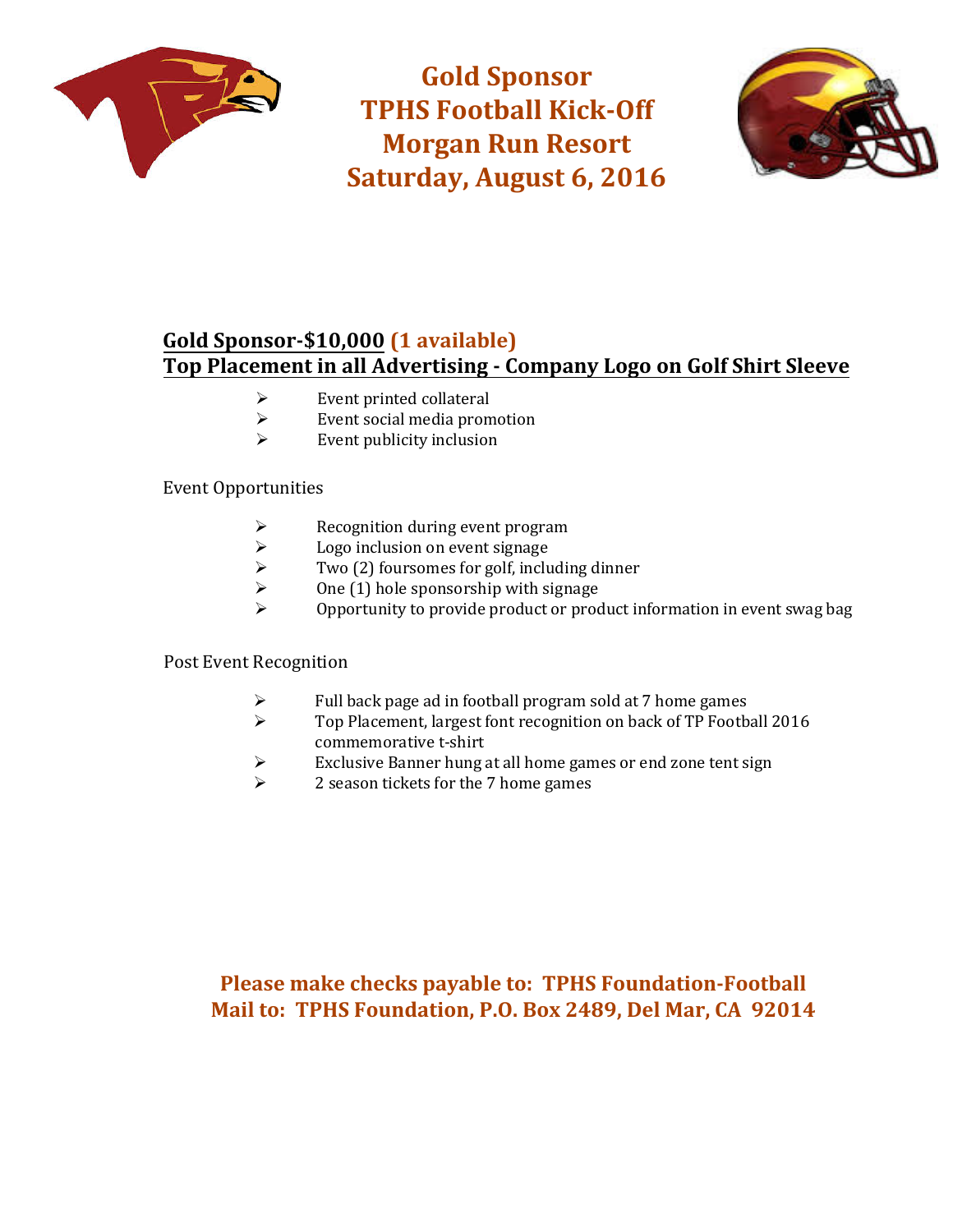# Gold Sponsor
# TPHS Football Kick-Off
# Morgan Run Resort
# Saturday, August 6, 2016

**Gold Sponsor-$10,000 (1 available)**
**Top Placement in all Advertising - Company Logo on Golf Shirt Sleeve**

- Event printed collateral
- Event social media promotion
- Event publicity inclusion

Event Opportunities

- Recognition during event program
- Logo inclusion on event signage
- Two (2) foursomes for golf, including dinner
- One (1) hole sponsorship with signage
- Opportunity to provide product or product information in event swag bag

Post Event Recognition

- Full back page ad in football program sold at 7 home games
- Top Placement, largest font recognition on back of TP Football 2016 commemorative t-shirt
- Exclusive Banner hung at all home games or end zone tent sign
- 2 season tickets for the 7 home games

**Please make checks payable to: TPHS Foundation-Football**
**Mail to: TPHS Foundation, P.O. Box 2489, Del Mar, CA 92014**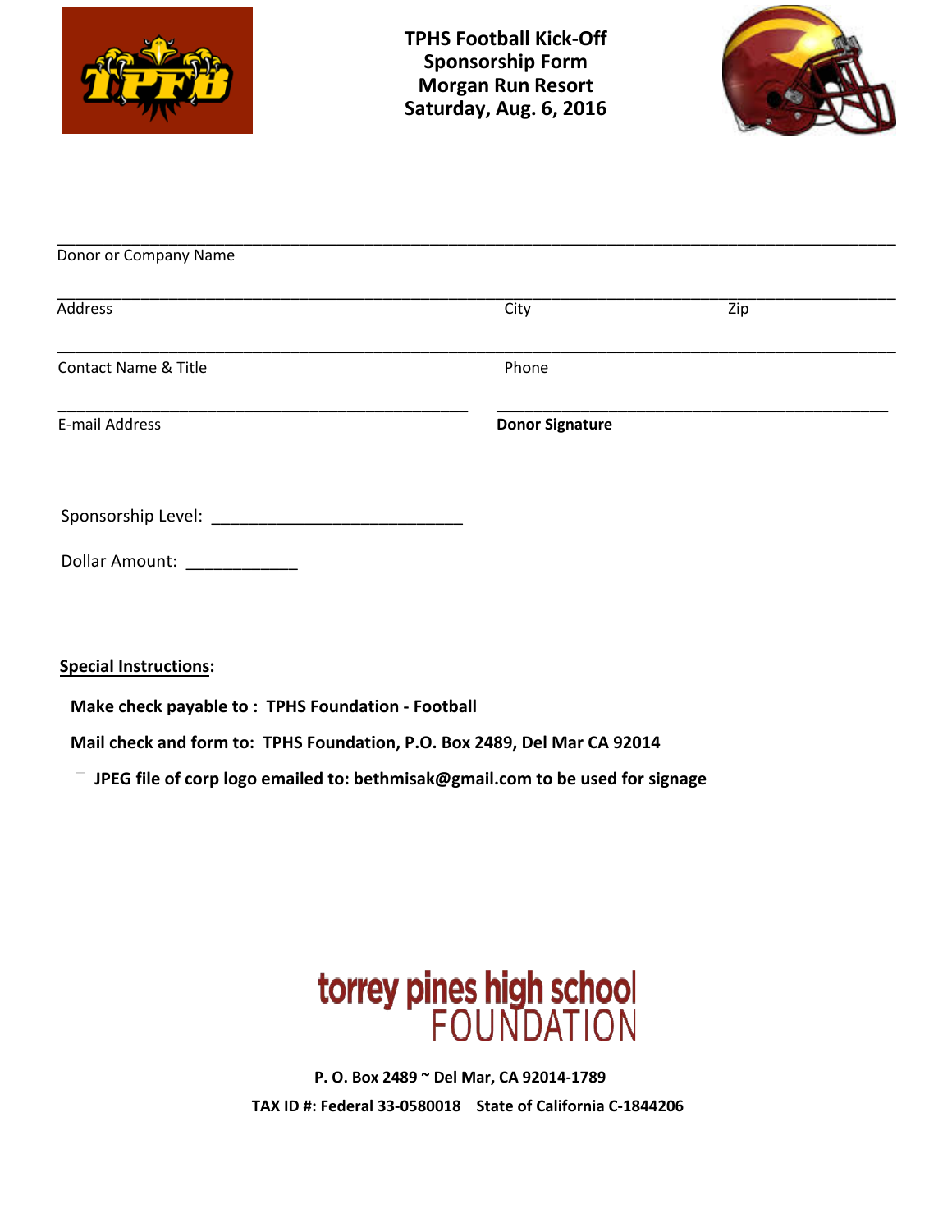# TPHS Football Kick-Off Sponsorship Form
## Morgan Run Resort
## Saturday, Aug. 6, 2016

______________________________________________________________________________
Donor or Company Name

______________________________________________________________________________
Address City Zip

______________________________________________________________________________
Contact Name & Title Phone

_____________________________________ _____________________________________
E-mail Address **Donor Signature**

Sponsorship Level: ___________________________

Dollar Amount: ____________

**Special Instructions:**

**Make check payable to : TPHS Foundation - Football**

**Mail check and form to: TPHS Foundation, P.O. Box 2489, Del Mar CA 92014**

☐ **JPEG file of corp logo emailed to: bethmisak@gmail.com to be used for signage**

torrey pines high school FOUNDATION

**P. O. Box 2489 ~ Del Mar, CA 92014-1789**

**TAX ID #: Federal 33-0580018 State of California C-1844206**